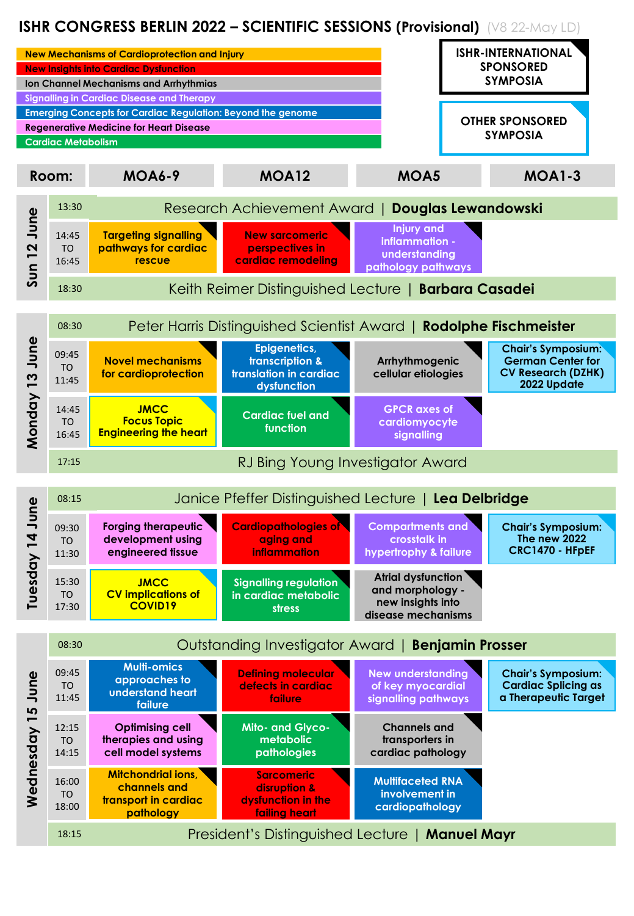# ISHR CONGRESS BERLIN 2022 – SCIENTIFIC SESSIONS (Provisional) (V8 22-May LD)

- New Mechanisms of Cardioprotection and Injury
- New Insights into Cardiac Dysfunction
- Ion Channel Mechanisms and Arrhythmias
- Signalling in Cardiac Disease and Therapy
- Emerging Concepts for Cardiac Regulation: Beyond the genome
- Regenerative Medicine for Heart Disease
- Cardiac Metabolism

**ISHR-INTERNATIONAL SPONSORED SYMPOSIA**

**OTHER SPONSORED SYMPOSIA**

| Day | Time | MOA6-9 | MOA12 | MOA5 | MOA1-3 |
|---|---|---|---|---|---|
| Sun 12 June | 13:30 | Research Achievement Award \| **Douglas Lewandowski** | | | |
| | 14:45 TO 16:45 | Targeting signalling pathways for cardiac rescue | New sarcomeric perspectives in cardiac remodeling | Injury and inflammation - understanding pathology pathways | |
| | 18:30 | Keith Reimer Distinguished Lecture \| **Barbara Casadei** | | | |
| Monday 13 June | 08:30 | Peter Harris Distinguished Scientist Award \| **Rodolphe Fischmeister** | | | |
| | 09:45 TO 11:45 | Novel mechanisms for cardioprotection | Epigenetics, transcription & translation in cardiac dysfunction | Arrhythmogenic cellular etiologies | Chair's Symposium: German Center for CV Research (DZHK) 2022 Update |
| | 14:45 TO 16:45 | JMCC Focus Topic Engineering the heart | Cardiac fuel and function | GPCR axes of cardiomyocyte signalling | |
| | 17:15 | RJ Bing Young Investigator Award | | | |
| Tuesday 14 June | 08:15 | Janice Pfeffer Distinguished Lecture \| **Lea Delbridge** | | | |
| | 09:30 TO 11:30 | Forging therapeutic development using engineered tissue | Cardiopathologies of aging and inflammation | Compartments and crosstalk in hypertrophy & failure | Chair's Symposium: The new 2022 CRC1470 - HFpEF |
| | 15:30 TO 17:30 | JMCC CV implications of COVID19 | Signalling regulation in cardiac metabolic stress | Atrial dysfunction and morphology - new insights into disease mechanisms | |
| Wednesday 15 June | 08:30 | Outstanding Investigator Award \| **Benjamin Prosser** | | | |
| | 09:45 TO 11:45 | Multi-omics approaches to understand heart failure | Defining molecular defects in cardiac failure | New understanding of key myocardial signalling pathways | Chair's Symposium: Cardiac Splicing as a Therapeutic Target |
| | 12:15 TO 14:15 | Optimising cell therapies and using cell model systems | Mito- and Glyco-metabolic pathologies | Channels and transporters in cardiac pathology | |
| | 16:00 TO 18:00 | Mitchondrial ions, channels and transport in cardiac pathology | Sarcomeric disruption & dysfunction in the failing heart | Multifaceted RNA involvement in cardiopathology | |
| | 18:15 | President's Distinguished Lecture \| **Manuel Mayr** | | | |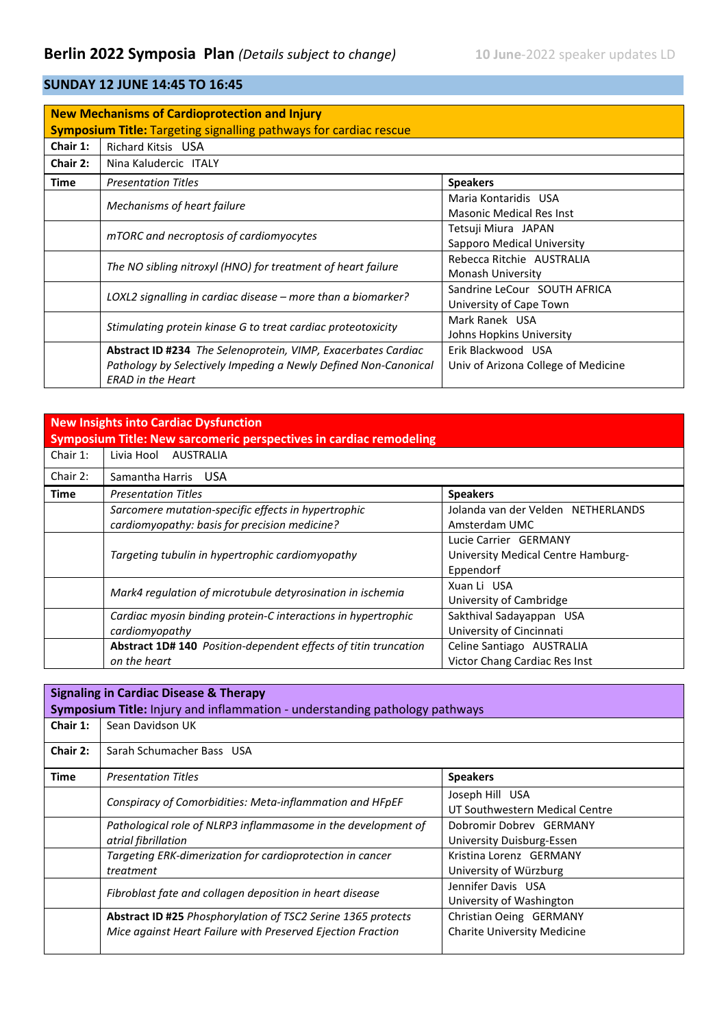# Berlin 2022 Symposia Plan *(Details subject to change)*

10 June-2022 speaker updates LD

## SUNDAY 12 JUNE 14:45 TO 16:45

| **New Mechanisms of Cardioprotection and Injury**<br>**Symposium Title:** Targeting signalling pathways for cardiac rescue | | |
|---|---|---|
| **Chair 1:** | Richard Kitsis USA | |
| **Chair 2:** | Nina Kaludercic ITALY | |
| **Time** | *Presentation Titles* | **Speakers** |
| | *Mechanisms of heart failure* | Maria Kontaridis USA<br>Masonic Medical Res Inst |
| | *mTORC and necroptosis of cardiomyocytes* | Tetsuji Miura JAPAN<br>Sapporo Medical University |
| | *The NO sibling nitroxyl (HNO) for treatment of heart failure* | Rebecca Ritchie AUSTRALIA<br>Monash University |
| | *LOXL2 signalling in cardiac disease – more than a biomarker?* | Sandrine LeCour SOUTH AFRICA<br>University of Cape Town |
| | *Stimulating protein kinase G to treat cardiac proteotoxicity* | Mark Ranek USA<br>Johns Hopkins University |
| | **Abstract ID #234** *The Selenoprotein, VIMP, Exacerbates Cardiac Pathology by Selectively Impeding a Newly Defined Non-Canonical ERAD in the Heart* | Erik Blackwood USA<br>Univ of Arizona College of Medicine |

| **New Insights into Cardiac Dysfunction**<br>**Symposium Title: New sarcomeric perspectives in cardiac remodeling** | | |
|---|---|---|
| Chair 1: | Livia Hool AUSTRALIA | |
| Chair 2: | Samantha Harris USA | |
| **Time** | *Presentation Titles* | **Speakers** |
| | *Sarcomere mutation-specific effects in hypertrophic cardiomyopathy: basis for precision medicine?* | Jolanda van der Velden NETHERLANDS<br>Amsterdam UMC |
| | *Targeting tubulin in hypertrophic cardiomyopathy* | Lucie Carrier GERMANY<br>University Medical Centre Hamburg-Eppendorf |
| | *Mark4 regulation of microtubule detyrosination in ischemia* | Xuan Li USA<br>University of Cambridge |
| | *Cardiac myosin binding protein-C interactions in hypertrophic cardiomyopathy* | Sakthival Sadayappan USA<br>University of Cincinnati |
| | **Abstract 1D# 140** *Position-dependent effects of titin truncation on the heart* | Celine Santiago AUSTRALIA<br>Victor Chang Cardiac Res Inst |

| **Signaling in Cardiac Disease & Therapy**<br>**Symposium Title:** Injury and inflammation - understanding pathology pathways | | |
|---|---|---|
| **Chair 1:** | Sean Davidson UK | |
| **Chair 2:** | Sarah Schumacher Bass USA | |
| **Time** | *Presentation Titles* | **Speakers** |
| | *Conspiracy of Comorbidities: Meta-inflammation and HFpEF* | Joseph Hill USA<br>UT Southwestern Medical Centre |
| | *Pathological role of NLRP3 inflammasome in the development of atrial fibrillation* | Dobromir Dobrev GERMANY<br>University Duisburg-Essen |
| | *Targeting ERK-dimerization for cardioprotection in cancer treatment* | Kristina Lorenz GERMANY<br>University of Würzburg |
| | *Fibroblast fate and collagen deposition in heart disease* | Jennifer Davis USA<br>University of Washington |
| | **Abstract ID #25** *Phosphorylation of TSC2 Serine 1365 protects Mice against Heart Failure with Preserved Ejection Fraction* | Christian Oeing GERMANY<br>Charite University Medicine |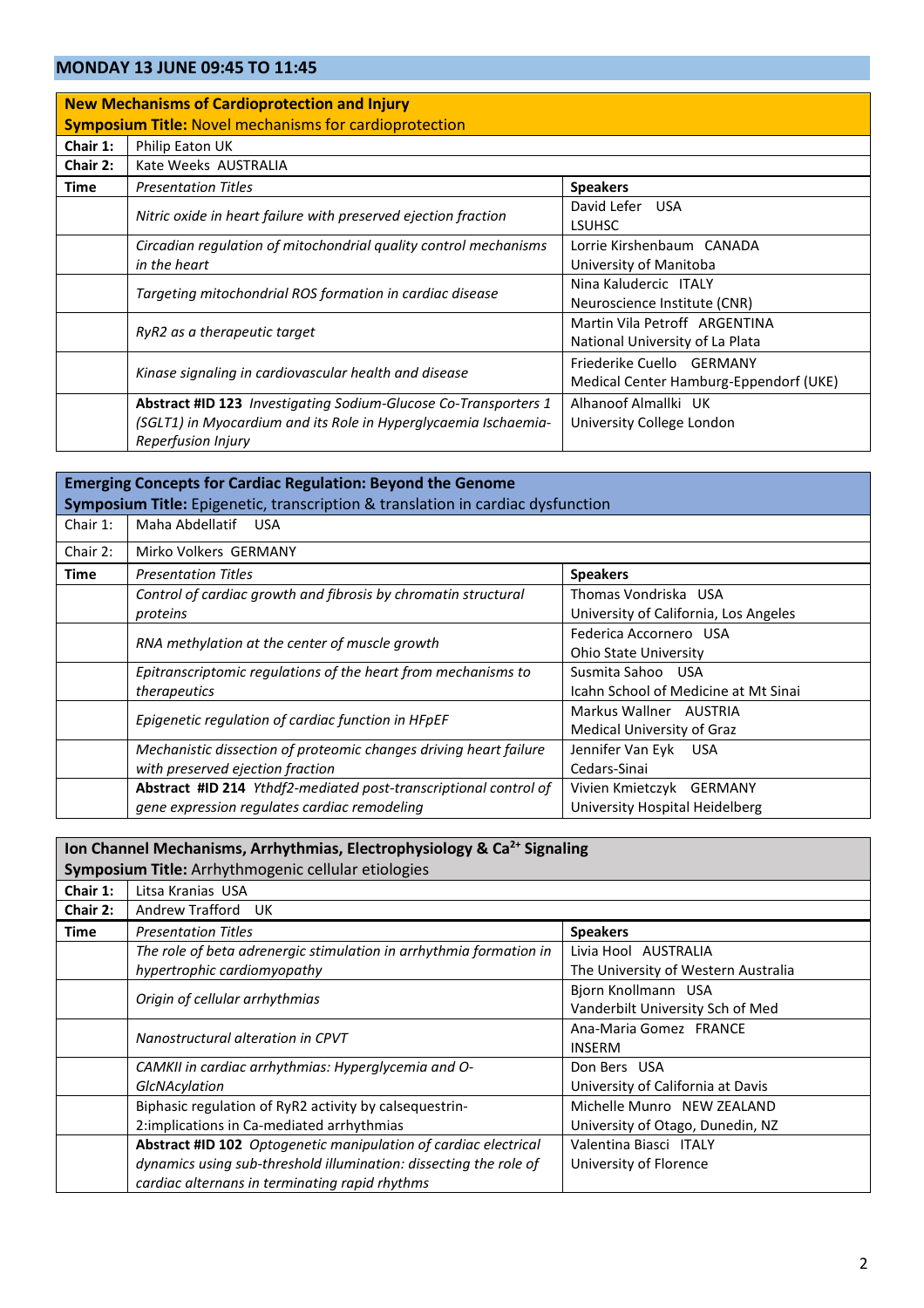## MONDAY 13 JUNE 09:45 TO 11:45

### New Mechanisms of Cardioprotection and Injury

**Symposium Title:** Novel mechanisms for cardioprotection

| | | |
|---|---|---|
| **Chair 1:** | Philip Eaton UK | |
| **Chair 2:** | Kate Weeks AUSTRALIA | |
| **Time** | *Presentation Titles* | **Speakers** |
| | *Nitric oxide in heart failure with preserved ejection fraction* | David Lefer USA<br>LSUHSC |
| | *Circadian regulation of mitochondrial quality control mechanisms in the heart* | Lorrie Kirshenbaum CANADA<br>University of Manitoba |
| | *Targeting mitochondrial ROS formation in cardiac disease* | Nina Kaludercic ITALY<br>Neuroscience Institute (CNR) |
| | *RyR2 as a therapeutic target* | Martin Vila Petroff ARGENTINA<br>National University of La Plata |
| | *Kinase signaling in cardiovascular health and disease* | Friederike Cuello GERMANY<br>Medical Center Hamburg-Eppendorf (UKE) |
| | **Abstract #ID 123** *Investigating Sodium-Glucose Co-Transporters 1 (SGLT1) in Myocardium and its Role in Hyperglycaemia Ischaemia-Reperfusion Injury* | Alhanoof Almallki UK<br>University College London |

### Emerging Concepts for Cardiac Regulation: Beyond the Genome

**Symposium Title:** Epigenetic, transcription & translation in cardiac dysfunction

| | | |
|---|---|---|
| Chair 1: | Maha Abdellatif USA | |
| Chair 2: | Mirko Volkers GERMANY | |
| **Time** | *Presentation Titles* | **Speakers** |
| | *Control of cardiac growth and fibrosis by chromatin structural proteins* | Thomas Vondriska USA<br>University of California, Los Angeles |
| | *RNA methylation at the center of muscle growth* | Federica Accornero USA<br>Ohio State University |
| | *Epitranscriptomic regulations of the heart from mechanisms to therapeutics* | Susmita Sahoo USA<br>Icahn School of Medicine at Mt Sinai |
| | *Epigenetic regulation of cardiac function in HFpEF* | Markus Wallner AUSTRIA<br>Medical University of Graz |
| | *Mechanistic dissection of proteomic changes driving heart failure with preserved ejection fraction* | Jennifer Van Eyk USA<br>Cedars-Sinai |
| | **Abstract #ID 214** *Ythdf2-mediated post-transcriptional control of gene expression regulates cardiac remodeling* | Vivien Kmietczyk GERMANY<br>University Hospital Heidelberg |

### Ion Channel Mechanisms, Arrhythmias, Electrophysiology & $Ca^{2+}$ Signaling

**Symposium Title:** Arrhythmogenic cellular etiologies

| | | |
|---|---|---|
| **Chair 1:** | Litsa Kranias USA | |
| **Chair 2:** | Andrew Trafford UK | |
| **Time** | *Presentation Titles* | **Speakers** |
| | *The role of beta adrenergic stimulation in arrhythmia formation in hypertrophic cardiomyopathy* | Livia Hool AUSTRALIA<br>The University of Western Australia |
| | *Origin of cellular arrhythmias* | Bjorn Knollmann USA<br>Vanderbilt University Sch of Med |
| | *Nanostructural alteration in CPVT* | Ana-Maria Gomez FRANCE<br>INSERM |
| | *CAMKII in cardiac arrhythmias: Hyperglycemia and O-GlcNAcylation* | Don Bers USA<br>University of California at Davis |
| | Biphasic regulation of RyR2 activity by calsequestrin-2:implications in Ca-mediated arrhythmias | Michelle Munro NEW ZEALAND<br>University of Otago, Dunedin, NZ |
| | **Abstract #ID 102** *Optogenetic manipulation of cardiac electrical dynamics using sub-threshold illumination: dissecting the role of cardiac alternans in terminating rapid rhythms* | Valentina Biasci ITALY<br>University of Florence |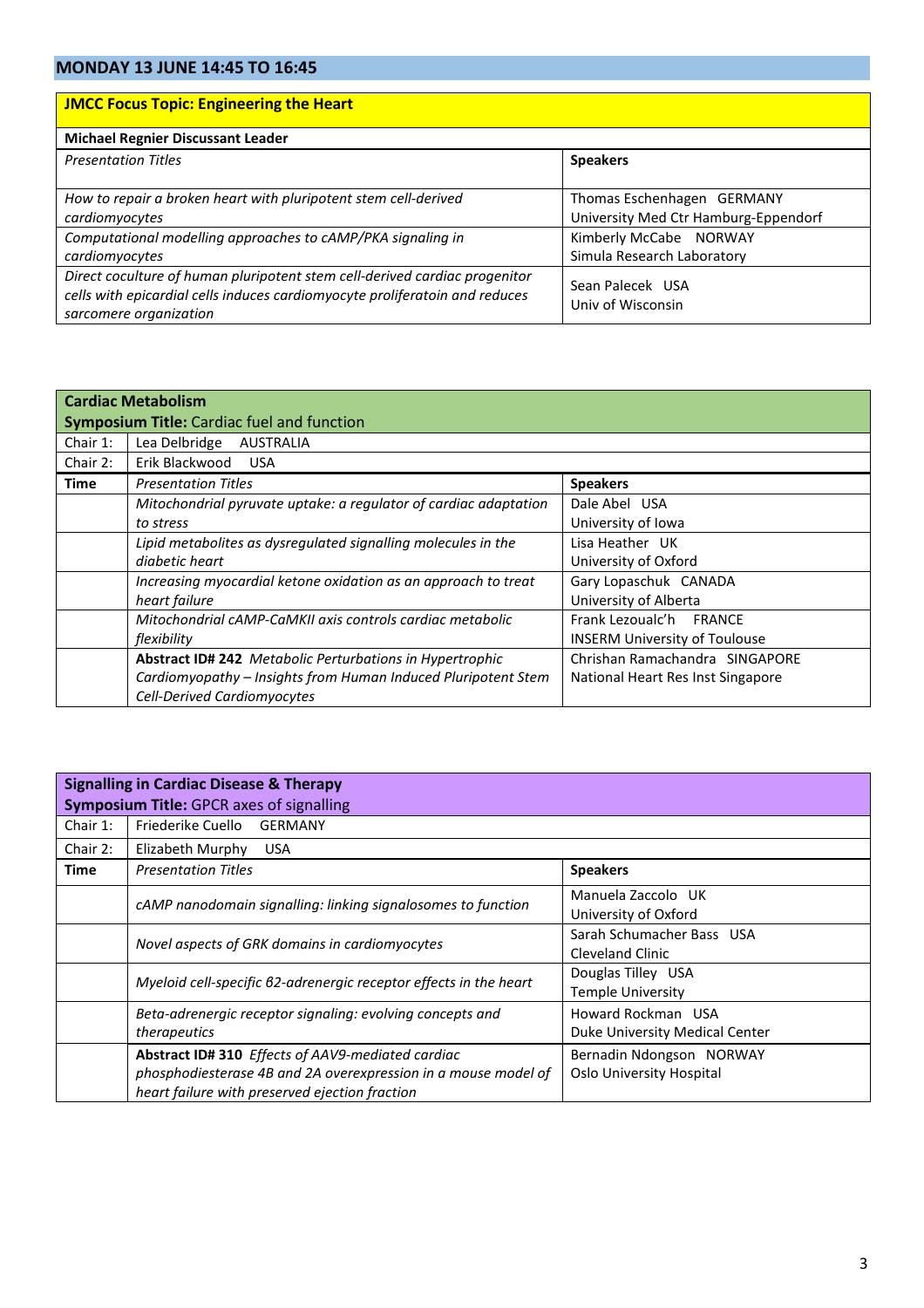## MONDAY 13 JUNE 14:45 TO 16:45

### JMCC Focus Topic: Engineering the Heart

**Michael Regnier Discussant Leader**

| *Presentation Titles* | **Speakers** |
|---|---|
| *How to repair a broken heart with pluripotent stem cell-derived cardiomyocytes* | Thomas Eschenhagen GERMANY<br>University Med Ctr Hamburg-Eppendorf |
| *Computational modelling approaches to cAMP/PKA signaling in cardiomyocytes* | Kimberly McCabe NORWAY<br>Simula Research Laboratory |
| *Direct coculture of human pluripotent stem cell-derived cardiac progenitor cells with epicardial cells induces cardiomyocyte proliferatoin and reduces sarcomere organization* | Sean Palecek USA<br>Univ of Wisconsin |

### Cardiac Metabolism
**Symposium Title:** Cardiac fuel and function

Chair 1: Lea Delbridge AUSTRALIA
Chair 2: Erik Blackwood USA

| **Time** | *Presentation Titles* | **Speakers** |
|---|---|---|
| | *Mitochondrial pyruvate uptake: a regulator of cardiac adaptation to stress* | Dale Abel USA<br>University of Iowa |
| | *Lipid metabolites as dysregulated signalling molecules in the diabetic heart* | Lisa Heather UK<br>University of Oxford |
| | *Increasing myocardial ketone oxidation as an approach to treat heart failure* | Gary Lopaschuk CANADA<br>University of Alberta |
| | *Mitochondrial cAMP-CaMKII axis controls cardiac metabolic flexibility* | Frank Lezoualc'h FRANCE<br>INSERM University of Toulouse |
| | **Abstract ID# 242** *Metabolic Perturbations in Hypertrophic Cardiomyopathy – Insights from Human Induced Pluripotent Stem Cell-Derived Cardiomyocytes* | Chrishan Ramachandra SINGAPORE<br>National Heart Res Inst Singapore |

### Signalling in Cardiac Disease & Therapy
**Symposium Title:** GPCR axes of signalling

Chair 1: Friederike Cuello GERMANY
Chair 2: Elizabeth Murphy USA

| **Time** | *Presentation Titles* | **Speakers** |
|---|---|---|
| | *cAMP nanodomain signalling: linking signalosomes to function* | Manuela Zaccolo UK<br>University of Oxford |
| | *Novel aspects of GRK domains in cardiomyocytes* | Sarah Schumacher Bass USA<br>Cleveland Clinic |
| | *Myeloid cell-specific β2-adrenergic receptor effects in the heart* | Douglas Tilley USA<br>Temple University |
| | *Beta-adrenergic receptor signaling: evolving concepts and therapeutics* | Howard Rockman USA<br>Duke University Medical Center |
| | **Abstract ID# 310** *Effects of AAV9-mediated cardiac phosphodiesterase 4B and 2A overexpression in a mouse model of heart failure with preserved ejection fraction* | Bernadin Ndongson NORWAY<br>Oslo University Hospital |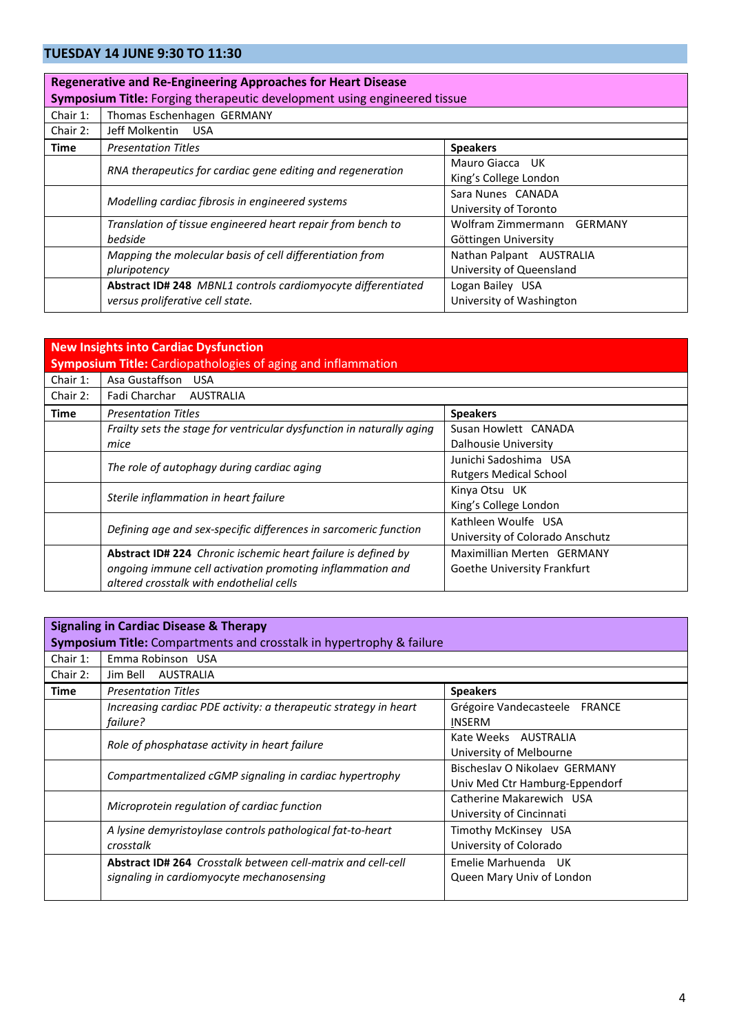## TUESDAY 14 JUNE 9:30 TO 11:30

**Regenerative and Re-Engineering Approaches for Heart Disease**
**Symposium Title:** Forging therapeutic development using engineered tissue

| | | |
|---|---|---|
| Chair 1: | Thomas Eschenhagen GERMANY | |
| Chair 2: | Jeff Molkentin USA | |
| **Time** | *Presentation Titles* | **Speakers** |
| | *RNA therapeutics for cardiac gene editing and regeneration* | Mauro Giacca UK<br>King's College London |
| | *Modelling cardiac fibrosis in engineered systems* | Sara Nunes CANADA<br>University of Toronto |
| | *Translation of tissue engineered heart repair from bench to bedside* | Wolfram Zimmermann GERMANY<br>Göttingen University |
| | *Mapping the molecular basis of cell differentiation from pluripotency* | Nathan Palpant AUSTRALIA<br>University of Queensland |
| | **Abstract ID# 248** *MBNL1 controls cardiomyocyte differentiated versus proliferative cell state.* | Logan Bailey USA<br>University of Washington |

**New Insights into Cardiac Dysfunction**
**Symposium Title:** Cardiopathologies of aging and inflammation

| | | |
|---|---|---|
| Chair 1: | Asa Gustaffson USA | |
| Chair 2: | Fadi Charchar AUSTRALIA | |
| **Time** | *Presentation Titles* | **Speakers** |
| | *Frailty sets the stage for ventricular dysfunction in naturally aging mice* | Susan Howlett CANADA<br>Dalhousie University |
| | *The role of autophagy during cardiac aging* | Junichi Sadoshima USA<br>Rutgers Medical School |
| | *Sterile inflammation in heart failure* | Kinya Otsu UK<br>King's College London |
| | *Defining age and sex-specific differences in sarcomeric function* | Kathleen Woulfe USA<br>University of Colorado Anschutz |
| | **Abstract ID# 224** *Chronic ischemic heart failure is defined by ongoing immune cell activation promoting inflammation and altered crosstalk with endothelial cells* | Maximillian Merten GERMANY<br>Goethe University Frankfurt |

**Signaling in Cardiac Disease & Therapy**
**Symposium Title:** Compartments and crosstalk in hypertrophy & failure

| | | |
|---|---|---|
| Chair 1: | Emma Robinson USA | |
| Chair 2: | Jim Bell AUSTRALIA | |
| **Time** | *Presentation Titles* | **Speakers** |
| | *Increasing cardiac PDE activity: a therapeutic strategy in heart failure?* | Grégoire Vandecasteele FRANCE<br>INSERM |
| | *Role of phosphatase activity in heart failure* | Kate Weeks AUSTRALIA<br>University of Melbourne |
| | *Compartmentalized cGMP signaling in cardiac hypertrophy* | Bischeslav O Nikolaev GERMANY<br>Univ Med Ctr Hamburg-Eppendorf |
| | *Microprotein regulation of cardiac function* | Catherine Makarewich USA<br>University of Cincinnati |
| | *A lysine demyristoylase controls pathological fat-to-heart crosstalk* | Timothy McKinsey USA<br>University of Colorado |
| | **Abstract ID# 264** *Crosstalk between cell-matrix and cell-cell signaling in cardiomyocyte mechanosensing* | Emelie Marhuenda UK<br>Queen Mary Univ of London |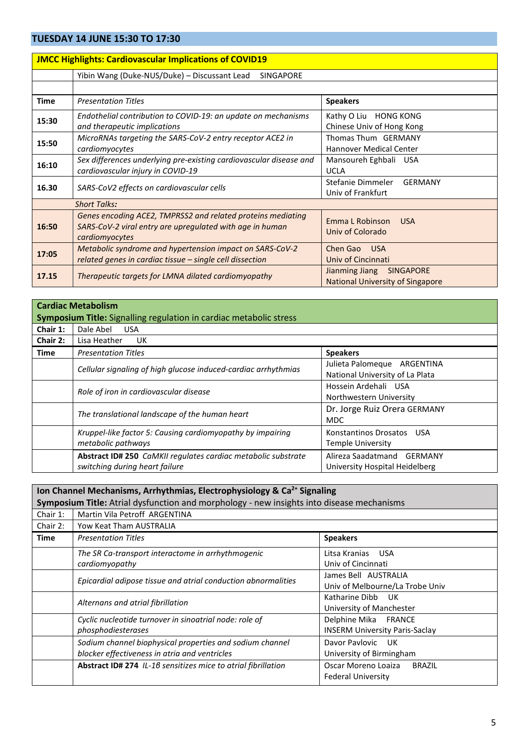## TUESDAY 14 JUNE 15:30 TO 17:30

### JMCC Highlights: Cardiovascular Implications of COVID19

| Time | Presentation Titles | Speakers |
|---|---|---|
| | Yibin Wang (Duke-NUS/Duke) – Discussant Lead SINGAPORE | |
| 15:30 | *Endothelial contribution to COVID-19: an update on mechanisms and therapeutic implications* | Kathy O Liu HONG KONG<br>Chinese Univ of Hong Kong |
| 15:50 | *MicroRNAs targeting the SARS-CoV-2 entry receptor ACE2 in cardiomyocytes* | Thomas Thum GERMANY<br>Hannover Medical Center |
| 16:10 | *Sex differences underlying pre-existing cardiovascular disease and cardiovascular injury in COVID-19* | Mansoureh Eghbali USA<br>UCLA |
| 16.30 | *SARS-CoV2 effects on cardiovascular cells* | Stefanie Dimmeler GERMANY<br>Univ of Frankfurt |
| | *Short Talks:* | |
| 16:50 | *Genes encoding ACE2, TMPRSS2 and related proteins mediating SARS-CoV-2 viral entry are upregulated with age in human cardiomyocytes* | Emma L Robinson USA<br>Univ of Colorado |
| 17:05 | *Metabolic syndrome and hypertension impact on SARS-CoV-2 related genes in cardiac tissue – single cell dissection* | Chen Gao USA<br>Univ of Cincinnati |
| 17.15 | *Therapeutic targets for LMNA dilated cardiomyopathy* | Jianming Jiang SINGAPORE<br>National University of Singapore |

### Cardiac Metabolism

**Symposium Title:** Signalling regulation in cardiac metabolic stress

**Chair 1:** Dale Abel USA

**Chair 2:** Lisa Heather UK

| Time | Presentation Titles | Speakers |
|---|---|---|
| | *Cellular signaling of high glucose induced-cardiac arrhythmias* | Julieta Palomeque ARGENTINA<br>National University of La Plata |
| | *Role of iron in cardiovascular disease* | Hossein Ardehali USA<br>Northwestern University |
| | *The translational landscape of the human heart* | Dr. Jorge Ruiz Orera GERMANY<br>MDC |
| | *Kruppel-like factor 5: Causing cardiomyopathy by impairing metabolic pathways* | Konstantinos Drosatos USA<br>Temple University |
| | **Abstract ID# 250** *CaMKII regulates cardiac metabolic substrate switching during heart failure* | Alireza Saadatmand GERMANY<br>University Hospital Heidelberg |

### Ion Channel Mechanisms, Arrhythmias, Electrophysiology & $Ca^{2+}$ Signaling

**Symposium Title:** Atrial dysfunction and morphology - new insights into disease mechanisms

Chair 1: Martin Vila Petroff ARGENTINA

Chair 2: Yow Keat Tham AUSTRALIA

| Time | Presentation Titles | Speakers |
|---|---|---|
| | *The SR Ca-transport interactome in arrhythmogenic cardiomyopathy* | Litsa Kranias USA<br>Univ of Cincinnati |
| | *Epicardial adipose tissue and atrial conduction abnormalities* | James Bell AUSTRALIA<br>Univ of Melbourne/La Trobe Univ |
| | *Alternans and atrial fibrillation* | Katharine Dibb UK<br>University of Manchester |
| | *Cyclic nucleotide turnover in sinoatrial node: role of phosphodiesterases* | Delphine Mika FRANCE<br>INSERM University Paris-Saclay |
| | *Sodium channel biophysical properties and sodium channel blocker effectiveness in atria and ventricles* | Davor Pavlovic UK<br>University of Birmingham |
| | **Abstract ID# 274** *IL-1β sensitizes mice to atrial fibrillation* | Oscar Moreno Loaiza BRAZIL<br>Federal University |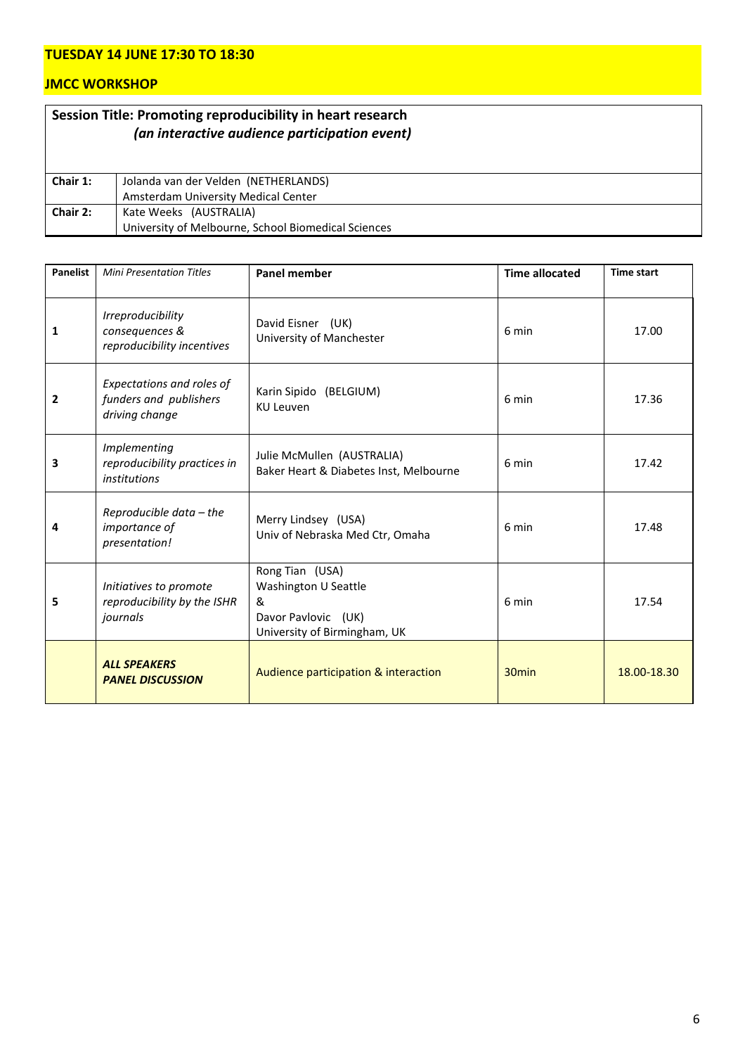**TUESDAY 14 JUNE 17:30 TO 18:30**

**JMCC WORKSHOP**

| **Session Title: Promoting reproducibility in heart research** *(an interactive audience participation event)* | |
|---|---|
| **Chair 1:** | Jolanda van der Velden (NETHERLANDS)<br>Amsterdam University Medical Center |
| **Chair 2:** | Kate Weeks (AUSTRALIA)<br>University of Melbourne, School Biomedical Sciences |

| **Panelist** | *Mini Presentation Titles* | **Panel member** | **Time allocated** | **Time start** |
|---|---|---|---|---|
| **1** | *Irreproducibility consequences & reproducibility incentives* | David Eisner (UK)<br>University of Manchester | 6 min | 17.00 |
| **2** | *Expectations and roles of funders and publishers driving change* | Karin Sipido (BELGIUM)<br>KU Leuven | 6 min | 17.36 |
| **3** | *Implementing reproducibility practices in institutions* | Julie McMullen (AUSTRALIA)<br>Baker Heart & Diabetes Inst, Melbourne | 6 min | 17.42 |
| **4** | *Reproducible data – the importance of presentation!* | Merry Lindsey (USA)<br>Univ of Nebraska Med Ctr, Omaha | 6 min | 17.48 |
| **5** | *Initiatives to promote reproducibility by the ISHR journals* | Rong Tian (USA)<br>Washington U Seattle<br>&<br>Davor Pavlovic (UK)<br>University of Birmingham, UK | 6 min | 17.54 |
| | ***ALL SPEAKERS PANEL DISCUSSION*** | Audience participation & interaction | 30min | 18.00-18.30 |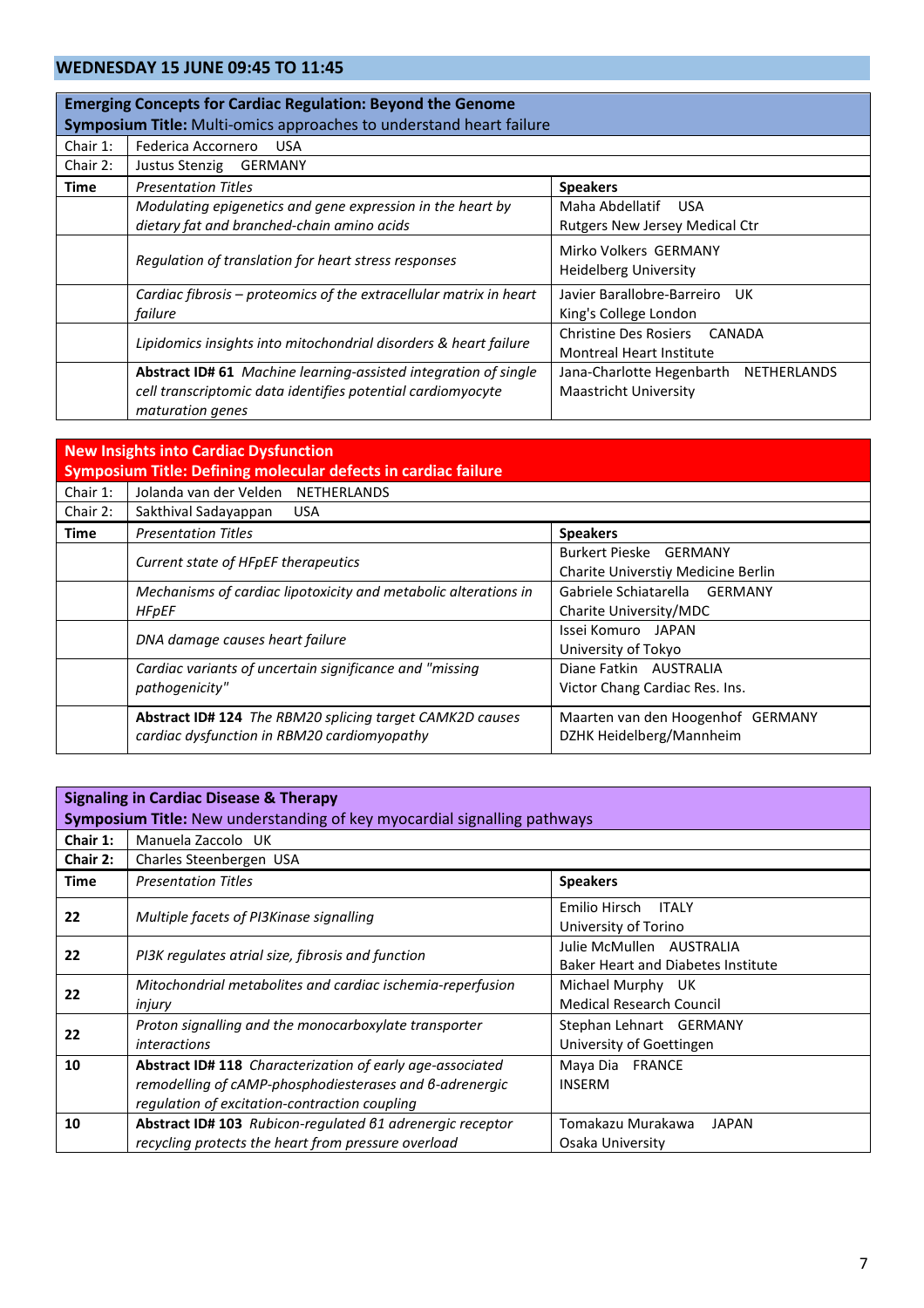## WEDNESDAY 15 JUNE 09:45 TO 11:45

| **Emerging Concepts for Cardiac Regulation: Beyond the Genome**<br>**Symposium Title:** Multi-omics approaches to understand heart failure | | |
|---|---|---|
| Chair 1: | Federica Accornero USA | |
| Chair 2: | Justus Stenzig GERMANY | |
| **Time** | *Presentation Titles* | **Speakers** |
| | *Modulating epigenetics and gene expression in the heart by dietary fat and branched-chain amino acids* | Maha Abdellatif USA<br>Rutgers New Jersey Medical Ctr |
| | *Regulation of translation for heart stress responses* | Mirko Volkers GERMANY<br>Heidelberg University |
| | *Cardiac fibrosis – proteomics of the extracellular matrix in heart failure* | Javier Barallobre-Barreiro UK<br>King's College London |
| | *Lipidomics insights into mitochondrial disorders & heart failure* | Christine Des Rosiers CANADA<br>Montreal Heart Institute |
| | **Abstract ID# 61** *Machine learning-assisted integration of single cell transcriptomic data identifies potential cardiomyocyte maturation genes* | Jana-Charlotte Hegenbarth NETHERLANDS<br>Maastricht University |

| **New Insights into Cardiac Dysfunction**<br>**Symposium Title: Defining molecular defects in cardiac failure** | | |
|---|---|---|
| Chair 1: | Jolanda van der Velden NETHERLANDS | |
| Chair 2: | Sakthival Sadayappan USA | |
| **Time** | *Presentation Titles* | **Speakers** |
| | *Current state of HFpEF therapeutics* | Burkert Pieske GERMANY<br>Charite Universtiy Medicine Berlin |
| | *Mechanisms of cardiac lipotoxicity and metabolic alterations in HFpEF* | Gabriele Schiatarella GERMANY<br>Charite University/MDC |
| | *DNA damage causes heart failure* | Issei Komuro JAPAN<br>University of Tokyo |
| | *Cardiac variants of uncertain significance and "missing pathogenicity"* | Diane Fatkin AUSTRALIA<br>Victor Chang Cardiac Res. Ins. |
| | **Abstract ID# 124** *The RBM20 splicing target CAMK2D causes cardiac dysfunction in RBM20 cardiomyopathy* | Maarten van den Hoogenhof GERMANY<br>DZHK Heidelberg/Mannheim |

| **Signaling in Cardiac Disease & Therapy**<br>**Symposium Title:** New understanding of key myocardial signalling pathways | | |
|---|---|---|
| **Chair 1:** | Manuela Zaccolo UK | |
| **Chair 2:** | Charles Steenbergen USA | |
| **Time** | *Presentation Titles* | **Speakers** |
| **22** | *Multiple facets of PI3Kinase signalling* | Emilio Hirsch ITALY<br>University of Torino |
| **22** | *PI3K regulates atrial size, fibrosis and function* | Julie McMullen AUSTRALIA<br>Baker Heart and Diabetes Institute |
| **22** | *Mitochondrial metabolites and cardiac ischemia-reperfusion injury* | Michael Murphy UK<br>Medical Research Council |
| **22** | *Proton signalling and the monocarboxylate transporter interactions* | Stephan Lehnart GERMANY<br>University of Goettingen |
| **10** | **Abstract ID# 118** *Characterization of early age-associated remodelling of cAMP-phosphodiesterases and β-adrenergic regulation of excitation-contraction coupling* | Maya Dia FRANCE<br>INSERM |
| **10** | **Abstract ID# 103** *Rubicon-regulated β1 adrenergic receptor recycling protects the heart from pressure overload* | Tomakazu Murakawa JAPAN<br>Osaka University |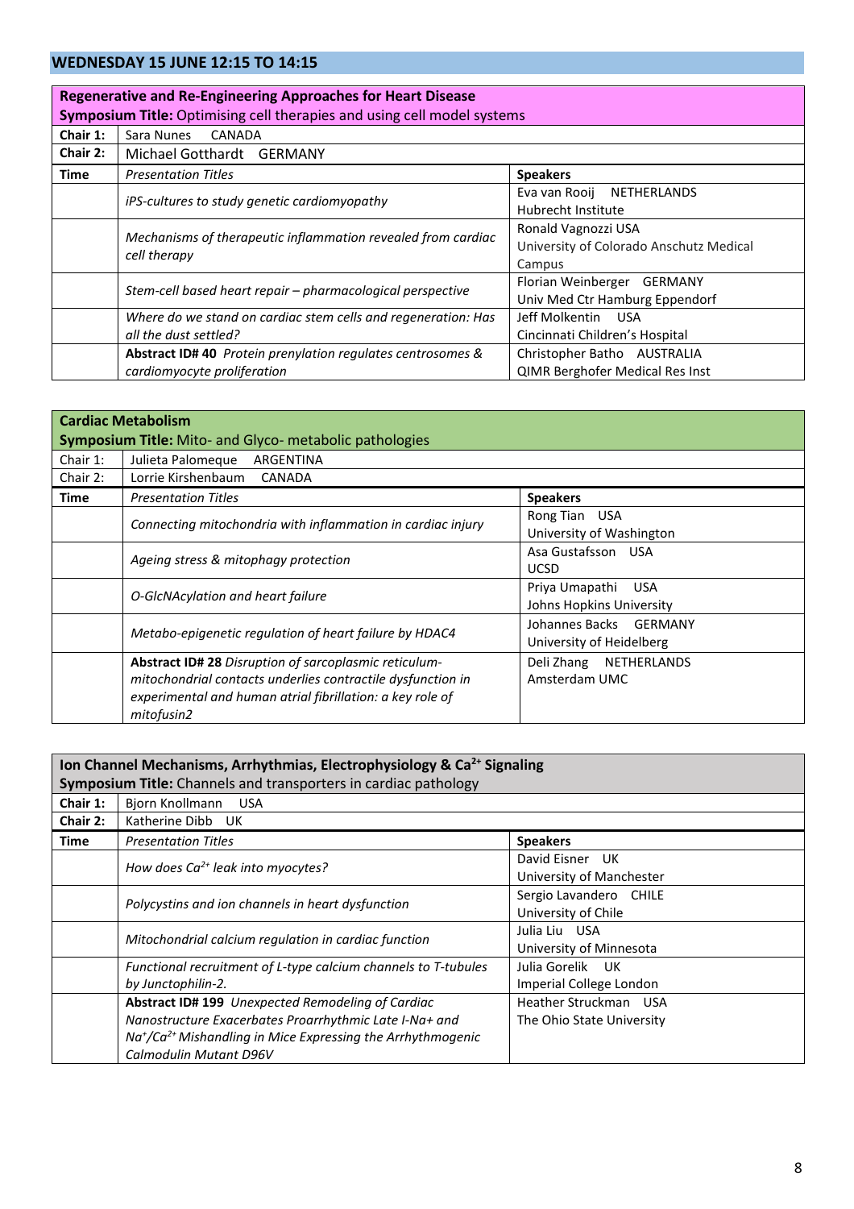## WEDNESDAY 15 JUNE 12:15 TO 14:15

| **Regenerative and Re-Engineering Approaches for Heart Disease**<br>**Symposium Title:** Optimising cell therapies and using cell model systems | | |
|---|---|---|
| **Chair 1:** | Sara Nunes CANADA | |
| **Chair 2:** | Michael Gotthardt GERMANY | |
| **Time** | *Presentation Titles* | **Speakers** |
| | *iPS-cultures to study genetic cardiomyopathy* | Eva van Rooij NETHERLANDS<br>Hubrecht Institute |
| | *Mechanisms of therapeutic inflammation revealed from cardiac cell therapy* | Ronald Vagnozzi USA<br>University of Colorado Anschutz Medical Campus |
| | *Stem-cell based heart repair – pharmacological perspective* | Florian Weinberger GERMANY<br>Univ Med Ctr Hamburg Eppendorf |
| | *Where do we stand on cardiac stem cells and regeneration: Has all the dust settled?* | Jeff Molkentin USA<br>Cincinnati Children's Hospital |
| | **Abstract ID# 40** *Protein prenylation regulates centrosomes & cardiomyocyte proliferation* | Christopher Batho AUSTRALIA<br>QIMR Berghofer Medical Res Inst |

| **Cardiac Metabolism**<br>**Symposium Title:** Mito- and Glyco- metabolic pathologies | | |
|---|---|---|
| Chair 1: | Julieta Palomeque ARGENTINA | |
| Chair 2: | Lorrie Kirshenbaum CANADA | |
| **Time** | *Presentation Titles* | **Speakers** |
| | *Connecting mitochondria with inflammation in cardiac injury* | Rong Tian USA<br>University of Washington |
| | *Ageing stress & mitophagy protection* | Asa Gustafsson USA<br>UCSD |
| | *O-GlcNAcylation and heart failure* | Priya Umapathi USA<br>Johns Hopkins University |
| | *Metabo-epigenetic regulation of heart failure by HDAC4* | Johannes Backs GERMANY<br>University of Heidelberg |
| | **Abstract ID# 28** *Disruption of sarcoplasmic reticulum-mitochondrial contacts underlies contractile dysfunction in experimental and human atrial fibrillation: a key role of mitofusin2* | Deli Zhang NETHERLANDS<br>Amsterdam UMC |

| **Ion Channel Mechanisms, Arrhythmias, Electrophysiology & $Ca^{2+}$ Signaling**<br>**Symposium Title:** Channels and transporters in cardiac pathology | | |
|---|---|---|
| **Chair 1:** | Bjorn Knollmann USA | |
| **Chair 2:** | Katherine Dibb UK | |
| **Time** | *Presentation Titles* | **Speakers** |
| | *How does $Ca^{2+}$ leak into myocytes?* | David Eisner UK<br>University of Manchester |
| | *Polycystins and ion channels in heart dysfunction* | Sergio Lavandero CHILE<br>University of Chile |
| | *Mitochondrial calcium regulation in cardiac function* | Julia Liu USA<br>University of Minnesota |
| | *Functional recruitment of L-type calcium channels to T-tubules by Junctophilin-2.* | Julia Gorelik UK<br>Imperial College London |
| | **Abstract ID# 199** *Unexpected Remodeling of Cardiac Nanostructure Exacerbates Proarrhythmic Late I-Na+ and $Na^+/Ca^{2+}$ Mishandling in Mice Expressing the Arrhythmogenic Calmodulin Mutant D96V* | Heather Struckman USA<br>The Ohio State University |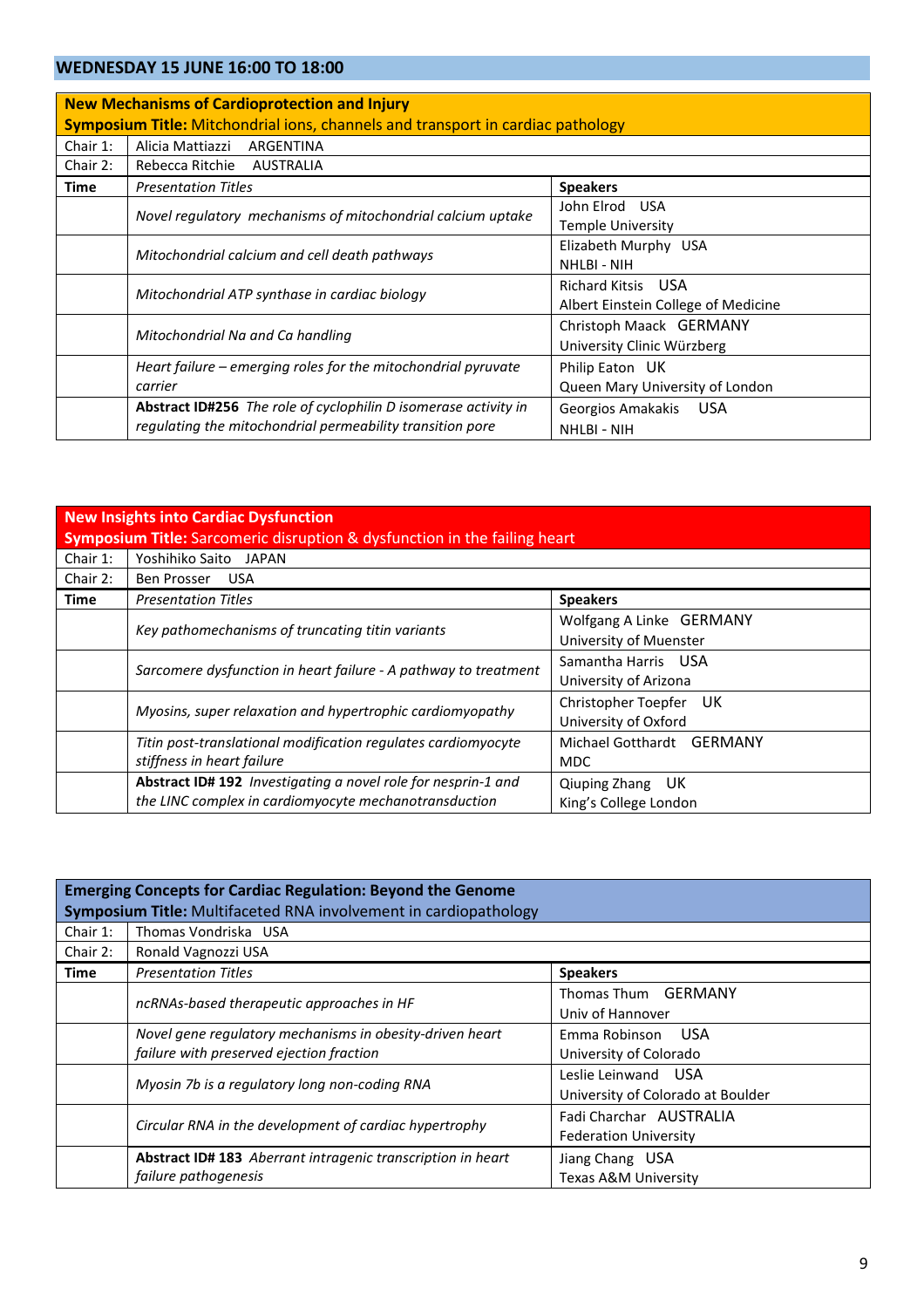## WEDNESDAY 15 JUNE 16:00 TO 18:00

| **New Mechanisms of Cardioprotection and Injury**<br>**Symposium Title:** Mitochondrial ions, channels and transport in cardiac pathology | | |
|---|---|---|
| Chair 1: | Alicia Mattiazzi ARGENTINA | |
| Chair 2: | Rebecca Ritchie AUSTRALIA | |
| **Time** | *Presentation Titles* | **Speakers** |
| | *Novel regulatory mechanisms of mitochondrial calcium uptake* | John Elrod USA<br>Temple University |
| | *Mitochondrial calcium and cell death pathways* | Elizabeth Murphy USA<br>NHLBI - NIH |
| | *Mitochondrial ATP synthase in cardiac biology* | Richard Kitsis USA<br>Albert Einstein College of Medicine |
| | *Mitochondrial Na and Ca handling* | Christoph Maack GERMANY<br>University Clinic Würzberg |
| | *Heart failure – emerging roles for the mitochondrial pyruvate carrier* | Philip Eaton UK<br>Queen Mary University of London |
| | **Abstract ID#256** *The role of cyclophilin D isomerase activity in regulating the mitochondrial permeability transition pore* | Georgios Amakakis USA<br>NHLBI - NIH |

| **New Insights into Cardiac Dysfunction**<br>**Symposium Title:** Sarcomeric disruption & dysfunction in the failing heart | | |
|---|---|---|
| Chair 1: | Yoshihiko Saito JAPAN | |
| Chair 2: | Ben Prosser USA | |
| **Time** | *Presentation Titles* | **Speakers** |
| | *Key pathomechanisms of truncating titin variants* | Wolfgang A Linke GERMANY<br>University of Muenster |
| | *Sarcomere dysfunction in heart failure - A pathway to treatment* | Samantha Harris USA<br>University of Arizona |
| | *Myosins, super relaxation and hypertrophic cardiomyopathy* | Christopher Toepfer UK<br>University of Oxford |
| | *Titin post-translational modification regulates cardiomyocyte stiffness in heart failure* | Michael Gotthardt GERMANY<br>MDC |
| | **Abstract ID# 192** *Investigating a novel role for nesprin-1 and the LINC complex in cardiomyocyte mechanotransduction* | Qiuping Zhang UK<br>King's College London |

| **Emerging Concepts for Cardiac Regulation: Beyond the Genome**<br>**Symposium Title:** Multifaceted RNA involvement in cardiopathology | | |
|---|---|---|
| Chair 1: | Thomas Vondriska USA | |
| Chair 2: | Ronald Vagnozzi USA | |
| **Time** | *Presentation Titles* | **Speakers** |
| | *ncRNAs-based therapeutic approaches in HF* | Thomas Thum GERMANY<br>Univ of Hanover |
| | *Novel gene regulatory mechanisms in obesity-driven heart failure with preserved ejection fraction* | Emma Robinson USA<br>University of Colorado |
| | *Myosin 7b is a regulatory long non-coding RNA* | Leslie Leinwand USA<br>University of Colorado at Boulder |
| | *Circular RNA in the development of cardiac hypertrophy* | Fadi Charchar AUSTRALIA<br>Federation University |
| | **Abstract ID# 183** *Aberrant intragenic transcription in heart failure pathogenesis* | Jiang Chang USA<br>Texas A&M University |